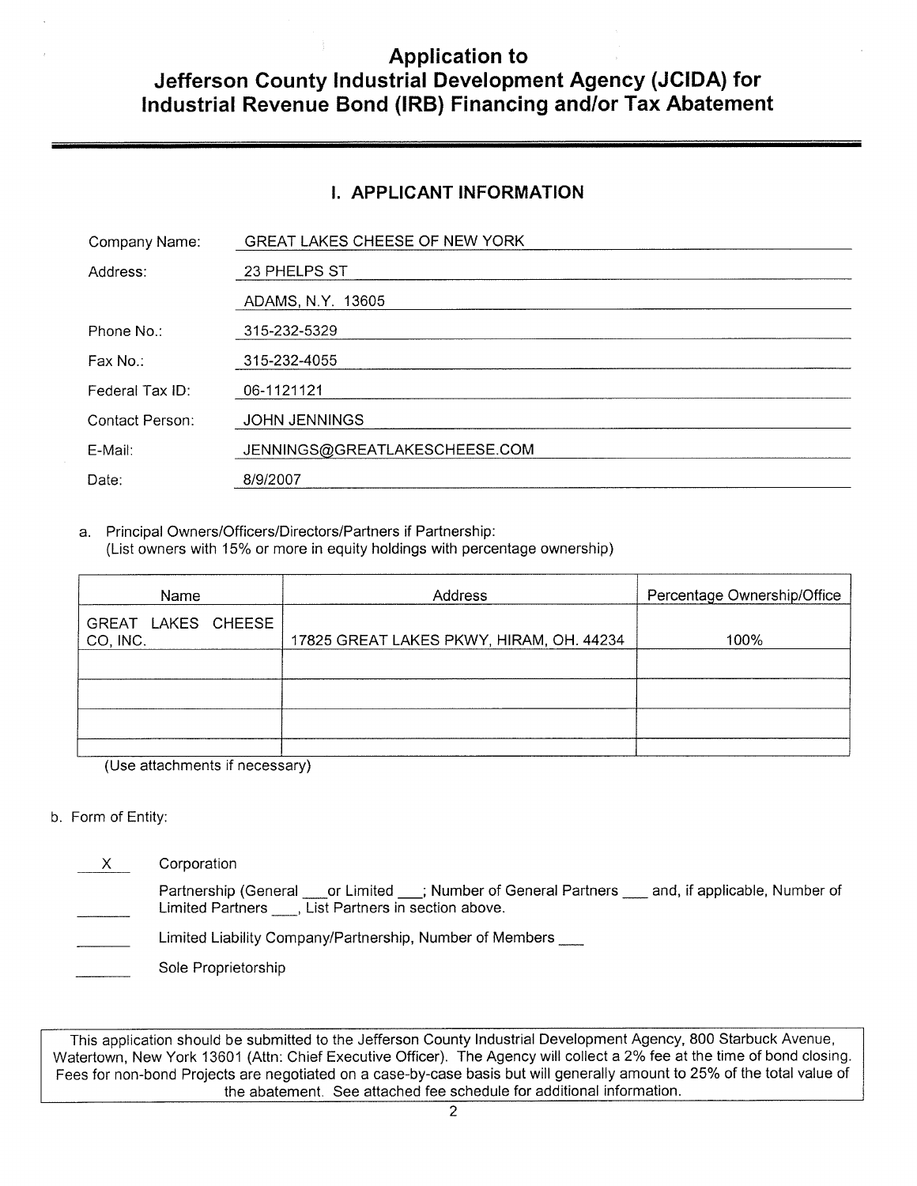# Application to Jefferson County Industrial Development Agency (JCIDA) for Industrial Revenue Bond (IRB) Financing and/or Tax Abatement

## I. APPLICANT INFORMATION

| | |
|---|---|
| Company Name: | GREAT LAKES CHEESE OF NEW YORK |
| Address: | 23 PHELPS ST |
| | ADAMS, N.Y. 13605 |
| Phone No.: | 315-232-5329 |
| Fax No.: | 315-232-4055 |
| Federal Tax ID: | 06-1121121 |
| Contact Person: | JOHN JENNINGS |
| E-Mail: | JENNINGS@GREATLAKESCHEESE.COM |
| Date: | 8/9/2007 |

a. Principal Owners/Officers/Directors/Partners if Partnership:
(List owners with 15% or more in equity holdings with percentage ownership)

| Name | Address | Percentage Ownership/Office |
|---|---|---|
| GREAT LAKES CHEESE CO, INC. | 17825 GREAT LAKES PKWY, HIRAM, OH. 44234 | 100% |
| | | |
| | | |
| | | |
| | | |

(Use attachments if necessary)

b. Form of Entity:

__X__ Corporation

____ Partnership (General ___or Limited ___; Number of General Partners ___ and, if applicable, Number of Limited Partners ___, List Partners in section above.

____ Limited Liability Company/Partnership, Number of Members ___

____ Sole Proprietorship

This application should be submitted to the Jefferson County Industrial Development Agency, 800 Starbuck Avenue, Watertown, New York 13601 (Attn: Chief Executive Officer). The Agency will collect a 2% fee at the time of bond closing. Fees for non-bond Projects are negotiated on a case-by-case basis but will generally amount to 25% of the total value of the abatement. See attached fee schedule for additional information.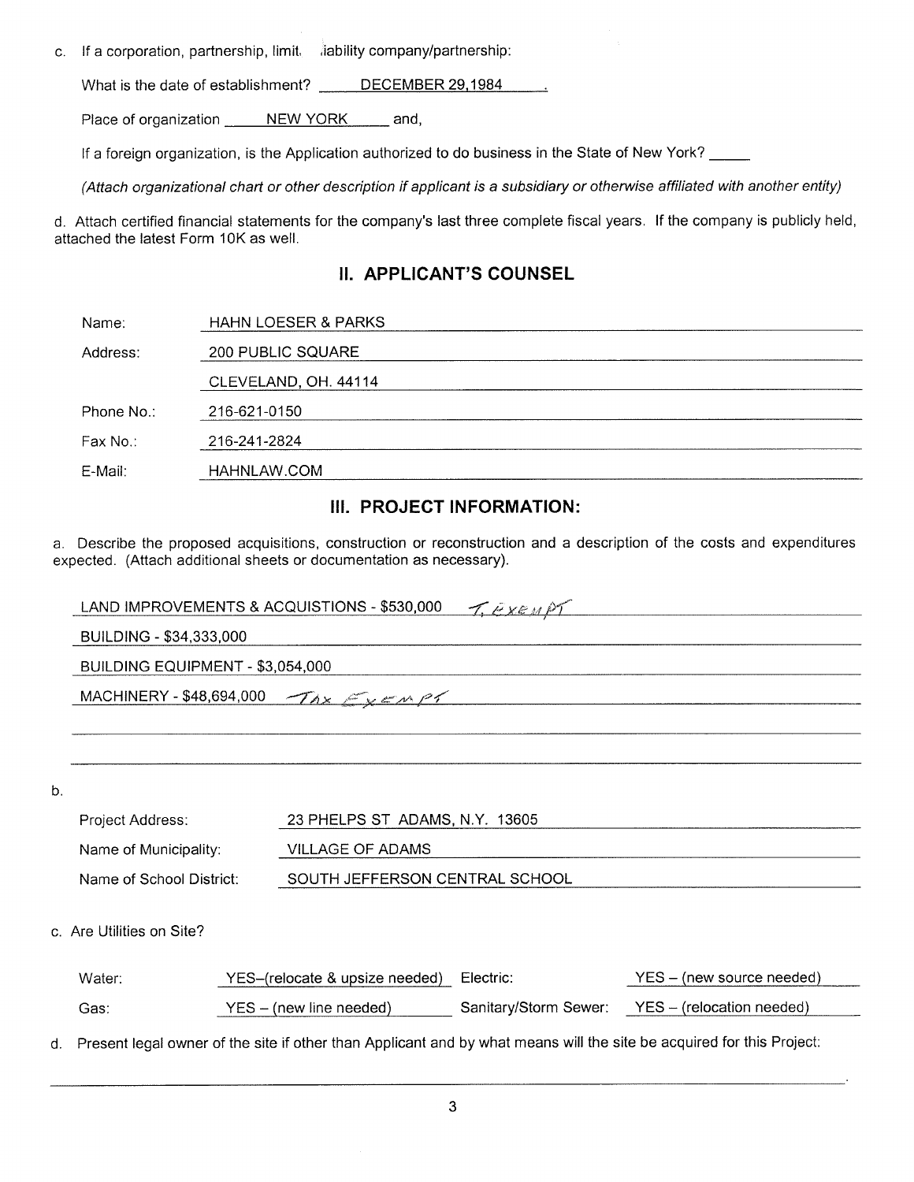c. If a corporation, partnership, limited liability company/partnership:

What is the date of establishment? DECEMBER 29,1984.

Place of organization NEW YORK and,

If a foreign organization, is the Application authorized to do business in the State of New York? _____

*(Attach organizational chart or other description if applicant is a subsidiary or otherwise affiliated with another entity)*

d. Attach certified financial statements for the company's last three complete fiscal years. If the company is publicly held, attached the latest Form 10K as well.

## II. APPLICANT'S COUNSEL

| | |
|---|---|
| Name: | HAHN LOESER & PARKS |
| Address: | 200 PUBLIC SQUARE |
| | CLEVELAND, OH. 44114 |
| Phone No.: | 216-621-0150 |
| Fax No.: | 216-241-2824 |
| E-Mail: | HAHNLAW.COM |

## III. PROJECT INFORMATION:

a. Describe the proposed acquisitions, construction or reconstruction and a description of the costs and expenditures expected. (Attach additional sheets or documentation as necessary).

LAND IMPROVEMENTS & ACQUISTIONS - $530,000 T. EXEMPT

BUILDING - $34,333,000

BUILDING EQUIPMENT - $3,054,000

MACHINERY - $48,694,000 TAX EXEMPT

b.

| | |
|---|---|
| Project Address: | 23 PHELPS ST ADAMS, N.Y. 13605 |
| Name of Municipality: | VILLAGE OF ADAMS |
| Name of School District: | SOUTH JEFFERSON CENTRAL SCHOOL |

c. Are Utilities on Site?

| | | | |
|---|---|---|---|
| Water: | YES–(relocate & upsize needed) | Electric: | YES – (new source needed) |
| Gas: | YES – (new line needed) | Sanitary/Storm Sewer: | YES – (relocation needed) |

d. Present legal owner of the site if other than Applicant and by what means will the site be acquired for this Project: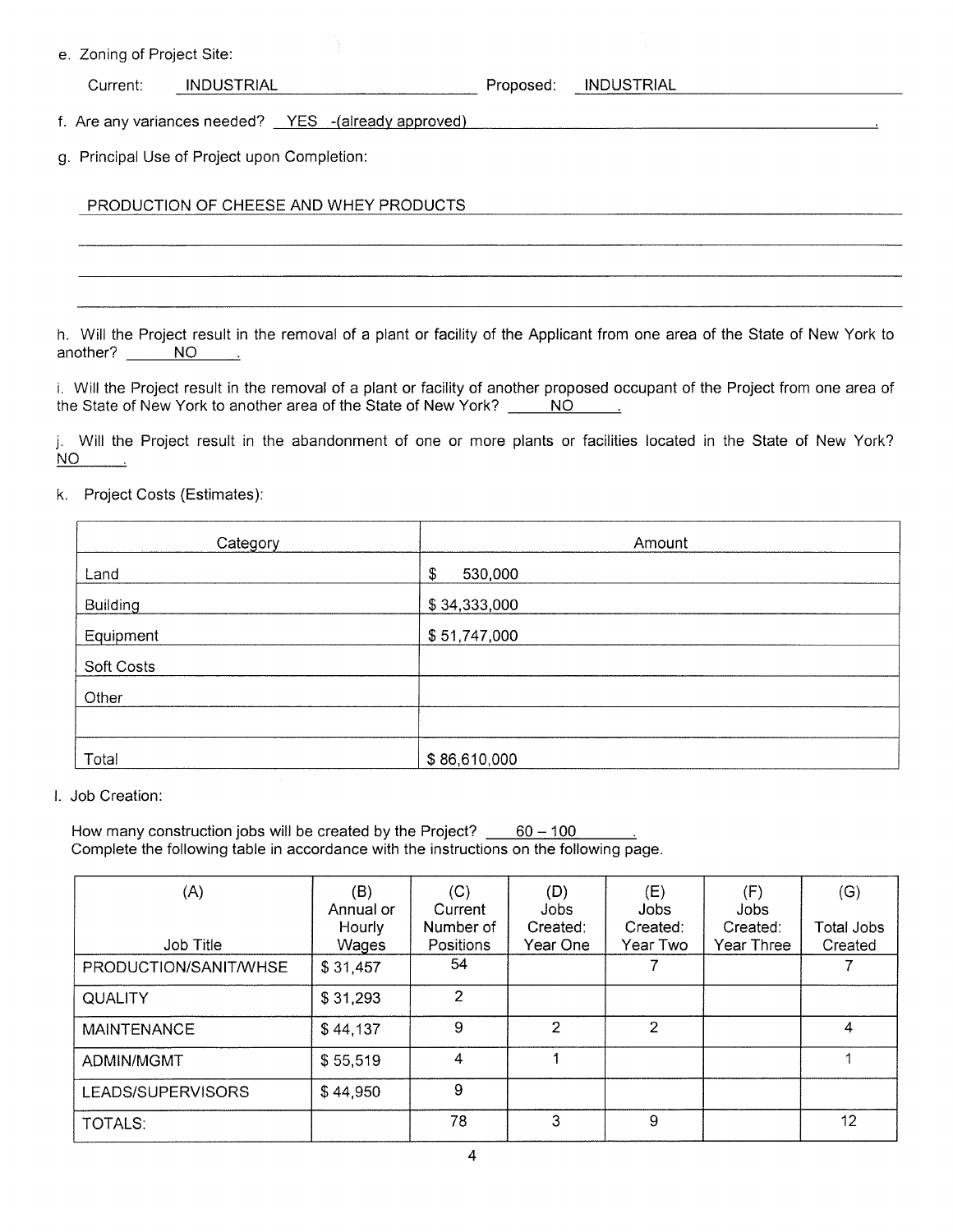e. Zoning of Project Site:

Current: INDUSTRIAL Proposed: INDUSTRIAL

f. Are any variances needed? YES -(already approved).

g. Principal Use of Project upon Completion:

PRODUCTION OF CHEESE AND WHEY PRODUCTS

h. Will the Project result in the removal of a plant or facility of the Applicant from one area of the State of New York to another? NO.

i. Will the Project result in the removal of a plant or facility of another proposed occupant of the Project from one area of the State of New York to another area of the State of New York? NO.

j. Will the Project result in the abandonment of one or more plants or facilities located in the State of New York? NO.

k. Project Costs (Estimates):

| Category | Amount |
|---|---|
| Land | $ 530,000 |
| Building | $ 34,333,000 |
| Equipment | $ 51,747,000 |
| Soft Costs | |
| Other | |
| | |
| Total | $ 86,610,000 |

l. Job Creation:

How many construction jobs will be created by the Project? 60 – 100.
Complete the following table in accordance with the instructions on the following page.

| (A) Job Title | (B) Annual or Hourly Wages | (C) Current Number of Positions | (D) Jobs Created: Year One | (E) Jobs Created: Year Two | (F) Jobs Created: Year Three | (G) Total Jobs Created |
|---|---|---|---|---|---|---|
| PRODUCTION/SANIT/WHSE | $ 31,457 | 54 | | 7 | | 7 |
| QUALITY | $ 31,293 | 2 | | | | |
| MAINTENANCE | $ 44,137 | 9 | 2 | 2 | | 4 |
| ADMIN/MGMT | $ 55,519 | 4 | 1 | | | 1 |
| LEADS/SUPERVISORS | $ 44,950 | 9 | | | | |
| TOTALS: | | 78 | 3 | 9 | | 12 |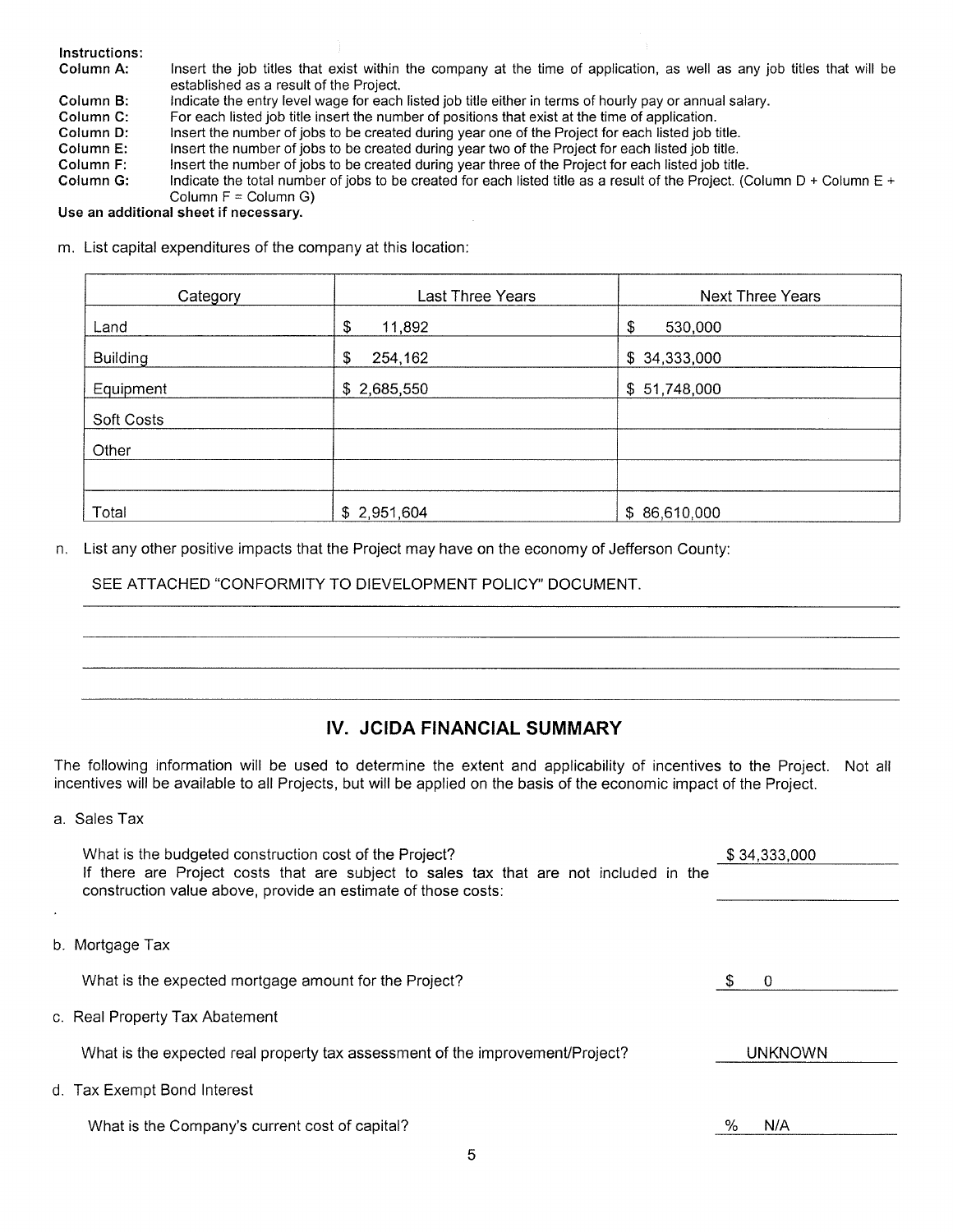**Instructions:**

**Column A:** Insert the job titles that exist within the company at the time of application, as well as any job titles that will be established as a result of the Project.

**Column B:** Indicate the entry level wage for each listed job title either in terms of hourly pay or annual salary.

**Column C:** For each listed job title insert the number of positions that exist at the time of application.

**Column D:** Insert the number of jobs to be created during year one of the Project for each listed job title.

**Column E:** Insert the number of jobs to be created during year two of the Project for each listed job title.

**Column F:** Insert the number of jobs to be created during year three of the Project for each listed job title.

**Column G:** Indicate the total number of jobs to be created for each listed title as a result of the Project. (Column D + Column E + Column F = Column G)

**Use an additional sheet if necessary.**

m. List capital expenditures of the company at this location:

| Category | Last Three Years | Next Three Years |
|---|---|---|
| Land | $ 11,892 | $ 530,000 |
| Building | $ 254,162 | $ 34,333,000 |
| Equipment | $ 2,685,550 | $ 51,748,000 |
| Soft Costs | | |
| Other | | |
| | | |
| Total | $ 2,951,604 | $ 86,610,000 |

n. List any other positive impacts that the Project may have on the economy of Jefferson County:

SEE ATTACHED "CONFORMITY TO DIEVELOPMENT POLICY" DOCUMENT.

## IV. JCIDA FINANCIAL SUMMARY

The following information will be used to determine the extent and applicability of incentives to the Project. Not all incentives will be available to all Projects, but will be applied on the basis of the economic impact of the Project.

a. Sales Tax

What is the budgeted construction cost of the Project? $ 34,333,000

If there are Project costs that are subject to sales tax that are not included in the construction value above, provide an estimate of those costs: \_\_\_\_\_\_\_\_\_\_

b. Mortgage Tax

What is the expected mortgage amount for the Project? $ 0

c. Real Property Tax Abatement

What is the expected real property tax assessment of the improvement/Project? UNKNOWN

d. Tax Exempt Bond Interest

What is the Company's current cost of capital? % N/A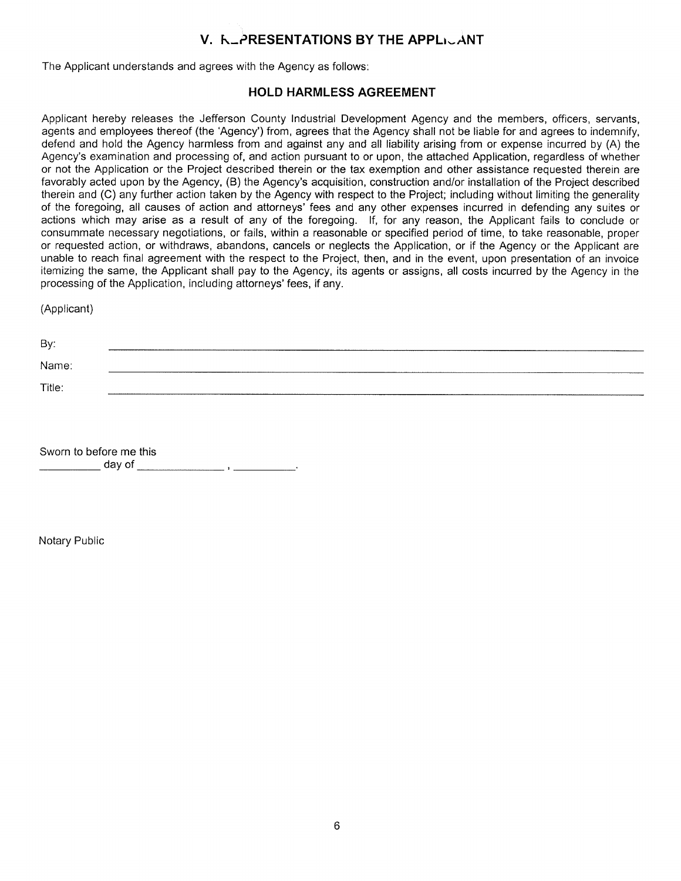## V. REPRESENTATIONS BY THE APPLICANT

The Applicant understands and agrees with the Agency as follows:

### HOLD HARMLESS AGREEMENT

Applicant hereby releases the Jefferson County Industrial Development Agency and the members, officers, servants, agents and employees thereof (the 'Agency') from, agrees that the Agency shall not be liable for and agrees to indemnify, defend and hold the Agency harmless from and against any and all liability arising from or expense incurred by (A) the Agency's examination and processing of, and action pursuant to or upon, the attached Application, regardless of whether or not the Application or the Project described therein or the tax exemption and other assistance requested therein are favorably acted upon by the Agency, (B) the Agency's acquisition, construction and/or installation of the Project described therein and (C) any further action taken by the Agency with respect to the Project; including without limiting the generality of the foregoing, all causes of action and attorneys' fees and any other expenses incurred in defending any suites or actions which may arise as a result of any of the foregoing. If, for any reason, the Applicant fails to conclude or consummate necessary negotiations, or fails, within a reasonable or specified period of time, to take reasonable, proper or requested action, or withdraws, abandons, cancels or neglects the Application, or if the Agency or the Applicant are unable to reach final agreement with the respect to the Project, then, and in the event, upon presentation of an invoice itemizing the same, the Applicant shall pay to the Agency, its agents or assigns, all costs incurred by the Agency in the processing of the Application, including attorneys' fees, if any.

(Applicant)

By: ______________________________

Name: ______________________________

Title: ______________________________

Sworn to before me this
__________ day of ______________ , __________.

Notary Public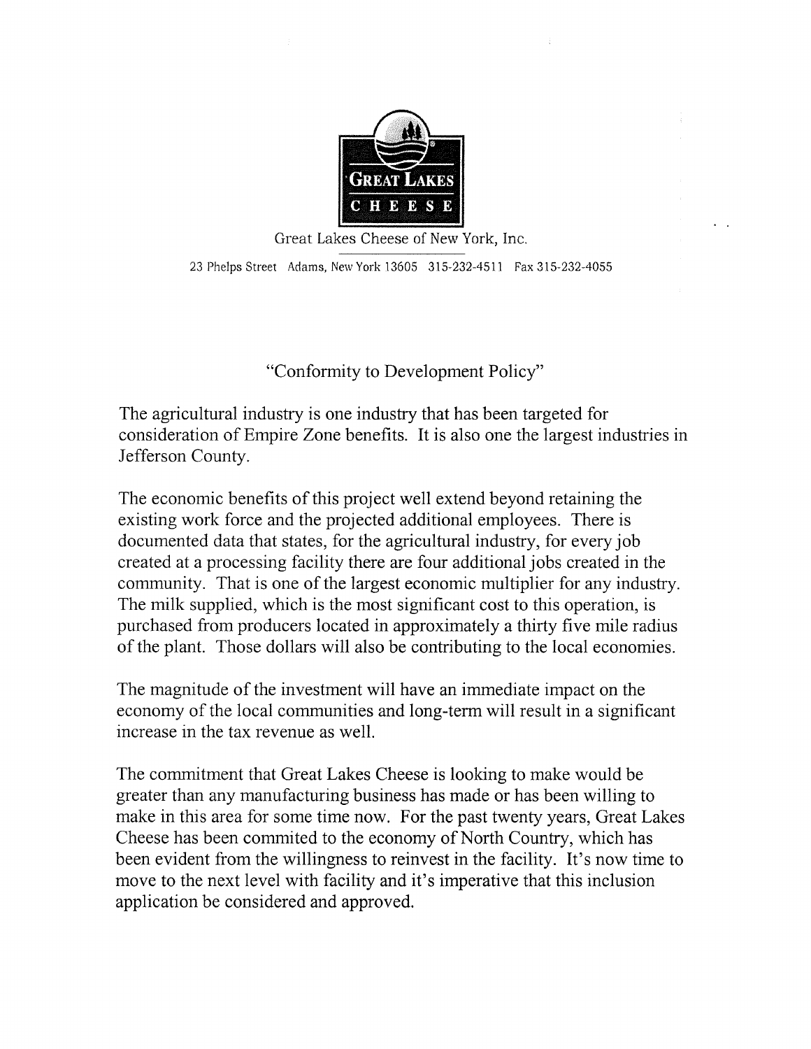Great Lakes Cheese of New York, Inc.

23 Phelps Street Adams, New York 13605 315-232-4511 Fax 315-232-4055

## "Conformity to Development Policy"

The agricultural industry is one industry that has been targeted for consideration of Empire Zone benefits. It is also one the largest industries in Jefferson County.

The economic benefits of this project well extend beyond retaining the existing work force and the projected additional employees. There is documented data that states, for the agricultural industry, for every job created at a processing facility there are four additional jobs created in the community. That is one of the largest economic multiplier for any industry. The milk supplied, which is the most significant cost to this operation, is purchased from producers located in approximately a thirty five mile radius of the plant. Those dollars will also be contributing to the local economies.

The magnitude of the investment will have an immediate impact on the economy of the local communities and long-term will result in a significant increase in the tax revenue as well.

The commitment that Great Lakes Cheese is looking to make would be greater than any manufacturing business has made or has been willing to make in this area for some time now. For the past twenty years, Great Lakes Cheese has been commited to the economy of North Country, which has been evident from the willingness to reinvest in the facility. It's now time to move to the next level with facility and it's imperative that this inclusion application be considered and approved.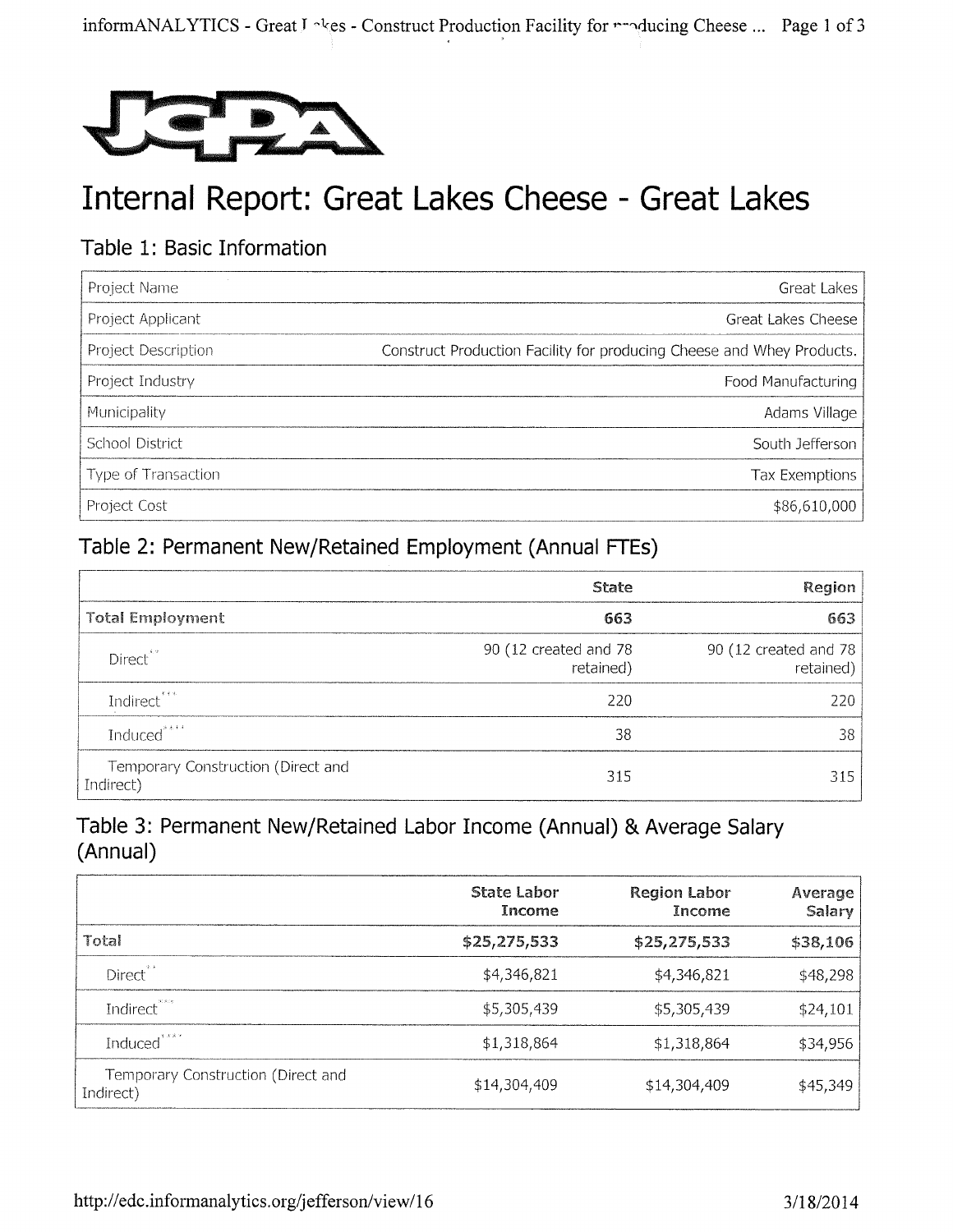# Internal Report: Great Lakes Cheese - Great Lakes

## Table 1: Basic Information

| | |
|---|---|
| Project Name | Great Lakes |
| Project Applicant | Great Lakes Cheese |
| Project Description | Construct Production Facility for producing Cheese and Whey Products. |
| Project Industry | Food Manufacturing |
| Municipality | Adams Village |
| School District | South Jefferson |
| Type of Transaction | Tax Exemptions |
| Project Cost | $86,610,000 |

## Table 2: Permanent New/Retained Employment (Annual FTEs)

| | State | Region |
|---|---|---|
| **Total Employment** | **663** | **663** |
| Direct** | 90 (12 created and 78 retained) | 90 (12 created and 78 retained) |
| Indirect*** | 220 | 220 |
| Induced**** | 38 | 38 |
| Temporary Construction (Direct and Indirect) | 315 | 315 |

## Table 3: Permanent New/Retained Labor Income (Annual) & Average Salary (Annual)

| | State Labor Income | Region Labor Income | Average Salary |
|---|---|---|---|
| **Total** | **$25,275,533** | **$25,275,533** | **$38,106** |
| Direct** | $4,346,821 | $4,346,821 | $48,298 |
| Indirect*** | $5,305,439 | $5,305,439 | $24,101 |
| Induced**** | $1,318,864 | $1,318,864 | $34,956 |
| Temporary Construction (Direct and Indirect) | $14,304,409 | $14,304,409 | $45,349 |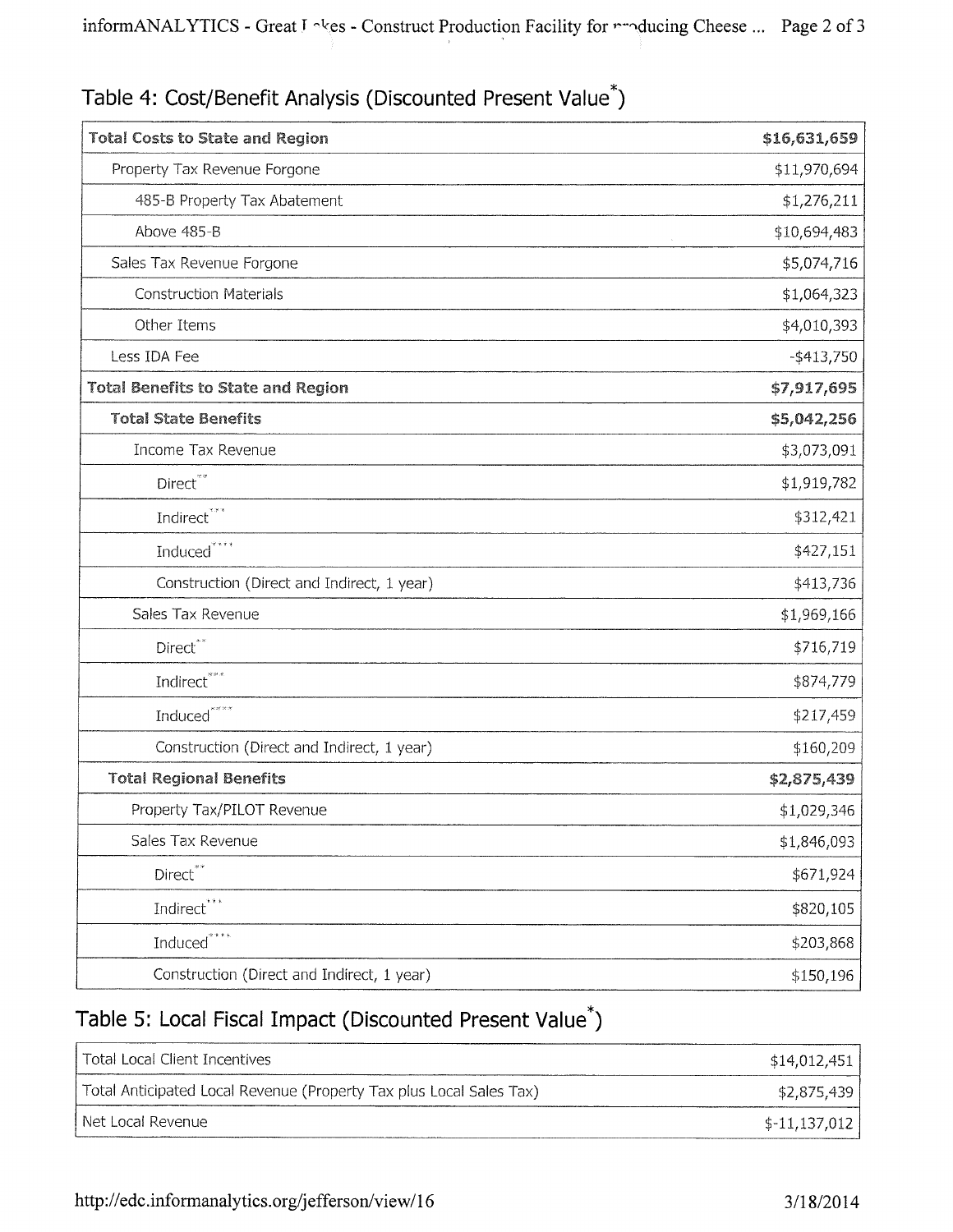## Table 4: Cost/Benefit Analysis (Discounted Present Value*)

| | |
|---|---|
| **Total Costs to State and Region** | **$16,631,659** |
| Property Tax Revenue Forgone | $11,970,694 |
| 485-B Property Tax Abatement | $1,276,211 |
| Above 485-B | $10,694,483 |
| Sales Tax Revenue Forgone | $5,074,716 |
| Construction Materials | $1,064,323 |
| Other Items | $4,010,393 |
| Less IDA Fee | -$413,750 |
| **Total Benefits to State and Region** | **$7,917,695** |
| **Total State Benefits** | **$5,042,256** |
| Income Tax Revenue | $3,073,091 |
| Direct** | $1,919,782 |
| Indirect*** | $312,421 |
| Induced**** | $427,151 |
| Construction (Direct and Indirect, 1 year) | $413,736 |
| Sales Tax Revenue | $1,969,166 |
| Direct** | $716,719 |
| Indirect*** | $874,779 |
| Induced**** | $217,459 |
| Construction (Direct and Indirect, 1 year) | $160,209 |
| **Total Regional Benefits** | **$2,875,439** |
| Property Tax/PILOT Revenue | $1,029,346 |
| Sales Tax Revenue | $1,846,093 |
| Direct** | $671,924 |
| Indirect*** | $820,105 |
| Induced**** | $203,868 |
| Construction (Direct and Indirect, 1 year) | $150,196 |

## Table 5: Local Fiscal Impact (Discounted Present Value*)

| | |
|---|---|
| Total Local Client Incentives | $14,012,451 |
| Total Anticipated Local Revenue (Property Tax plus Local Sales Tax) | $2,875,439 |
| Net Local Revenue | $-11,137,012 |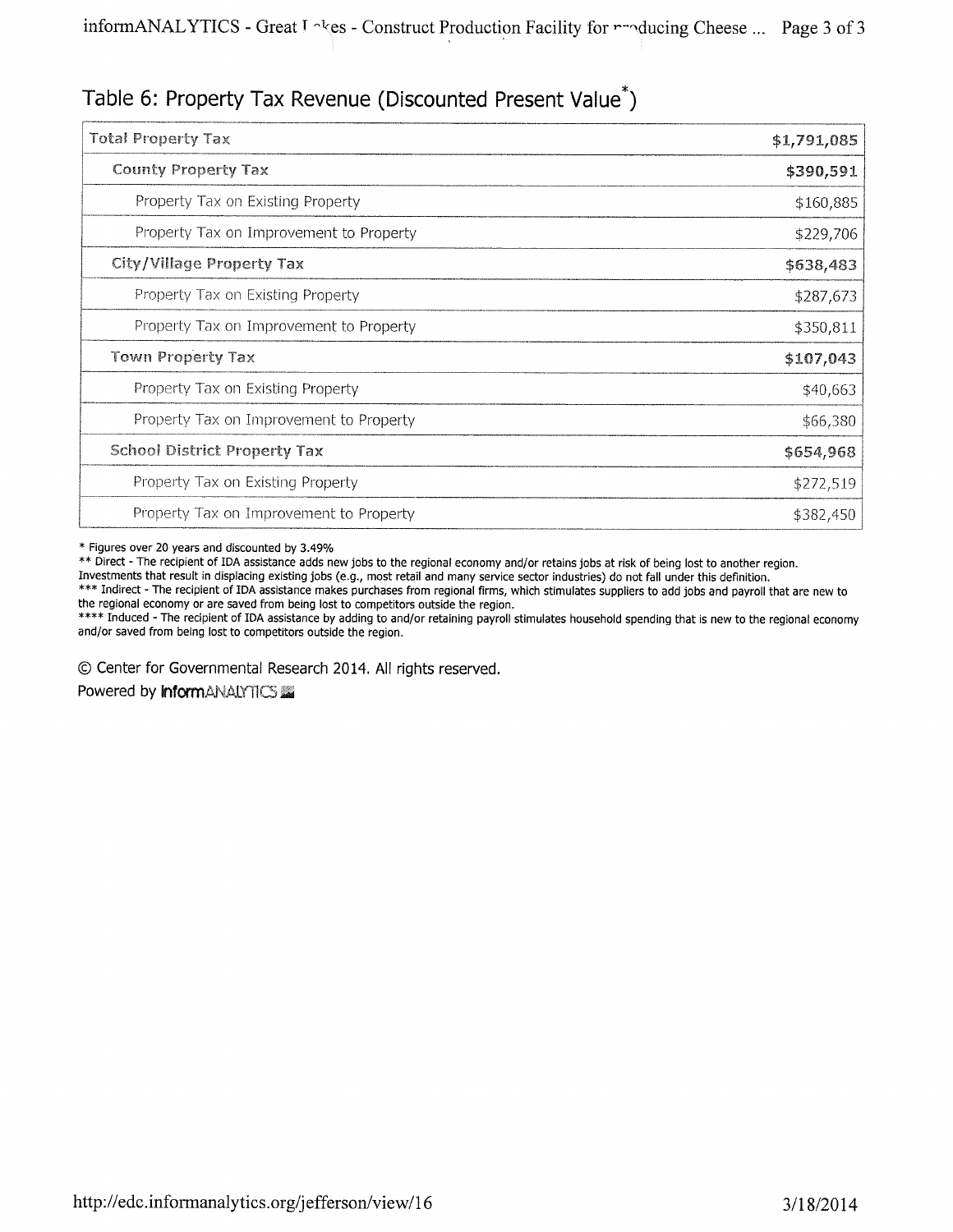## Table 6: Property Tax Revenue (Discounted Present Value*)

| | |
|---|---|
| **Total Property Tax** | **$1,791,085** |
| **County Property Tax** | **$390,591** |
| Property Tax on Existing Property | $160,885 |
| Property Tax on Improvement to Property | $229,706 |
| **City/Village Property Tax** | **$638,483** |
| Property Tax on Existing Property | $287,673 |
| Property Tax on Improvement to Property | $350,811 |
| **Town Property Tax** | **$107,043** |
| Property Tax on Existing Property | $40,663 |
| Property Tax on Improvement to Property | $66,380 |
| **School District Property Tax** | **$654,968** |
| Property Tax on Existing Property | $272,519 |
| Property Tax on Improvement to Property | $382,450 |

* Figures over 20 years and discounted by 3.49%

** Direct - The recipient of IDA assistance adds new jobs to the regional economy and/or retains jobs at risk of being lost to another region. Investments that result in displacing existing jobs (e.g., most retail and many service sector industries) do not fall under this definition.

*** Indirect - The recipient of IDA assistance makes purchases from regional firms, which stimulates suppliers to add jobs and payroll that are new to the regional economy or are saved from being lost to competitors outside the region.

**** Induced - The recipient of IDA assistance by adding to and/or retaining payroll stimulates household spending that is new to the regional economy and/or saved from being lost to competitors outside the region.

© Center for Governmental Research 2014. All rights reserved.

Powered by informANALYTICS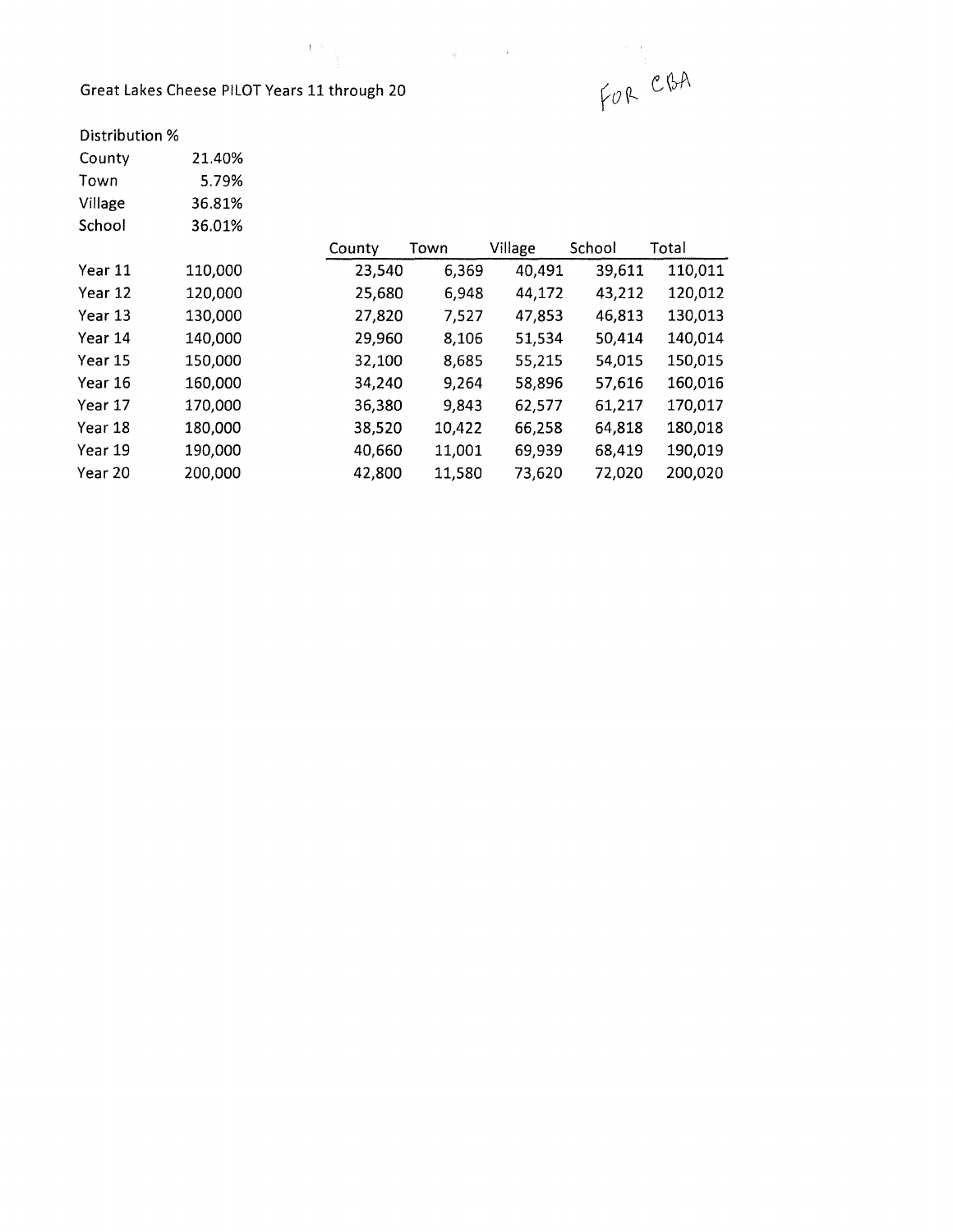Great Lakes Cheese PILOT Years 11 through 20

FOR CBA

Distribution %

| | |
|---|---|
| County | 21.40% |
| Town | 5.79% |
| Village | 36.81% |
| School | 36.01% |

| | | County | Town | Village | School | Total |
|---|---|---|---|---|---|---|
| Year 11 | 110,000 | 23,540 | 6,369 | 40,491 | 39,611 | 110,011 |
| Year 12 | 120,000 | 25,680 | 6,948 | 44,172 | 43,212 | 120,012 |
| Year 13 | 130,000 | 27,820 | 7,527 | 47,853 | 46,813 | 130,013 |
| Year 14 | 140,000 | 29,960 | 8,106 | 51,534 | 50,414 | 140,014 |
| Year 15 | 150,000 | 32,100 | 8,685 | 55,215 | 54,015 | 150,015 |
| Year 16 | 160,000 | 34,240 | 9,264 | 58,896 | 57,616 | 160,016 |
| Year 17 | 170,000 | 36,380 | 9,843 | 62,577 | 61,217 | 170,017 |
| Year 18 | 180,000 | 38,520 | 10,422 | 66,258 | 64,818 | 180,018 |
| Year 19 | 190,000 | 40,660 | 11,001 | 69,939 | 68,419 | 190,019 |
| Year 20 | 200,000 | 42,800 | 11,580 | 73,620 | 72,020 | 200,020 |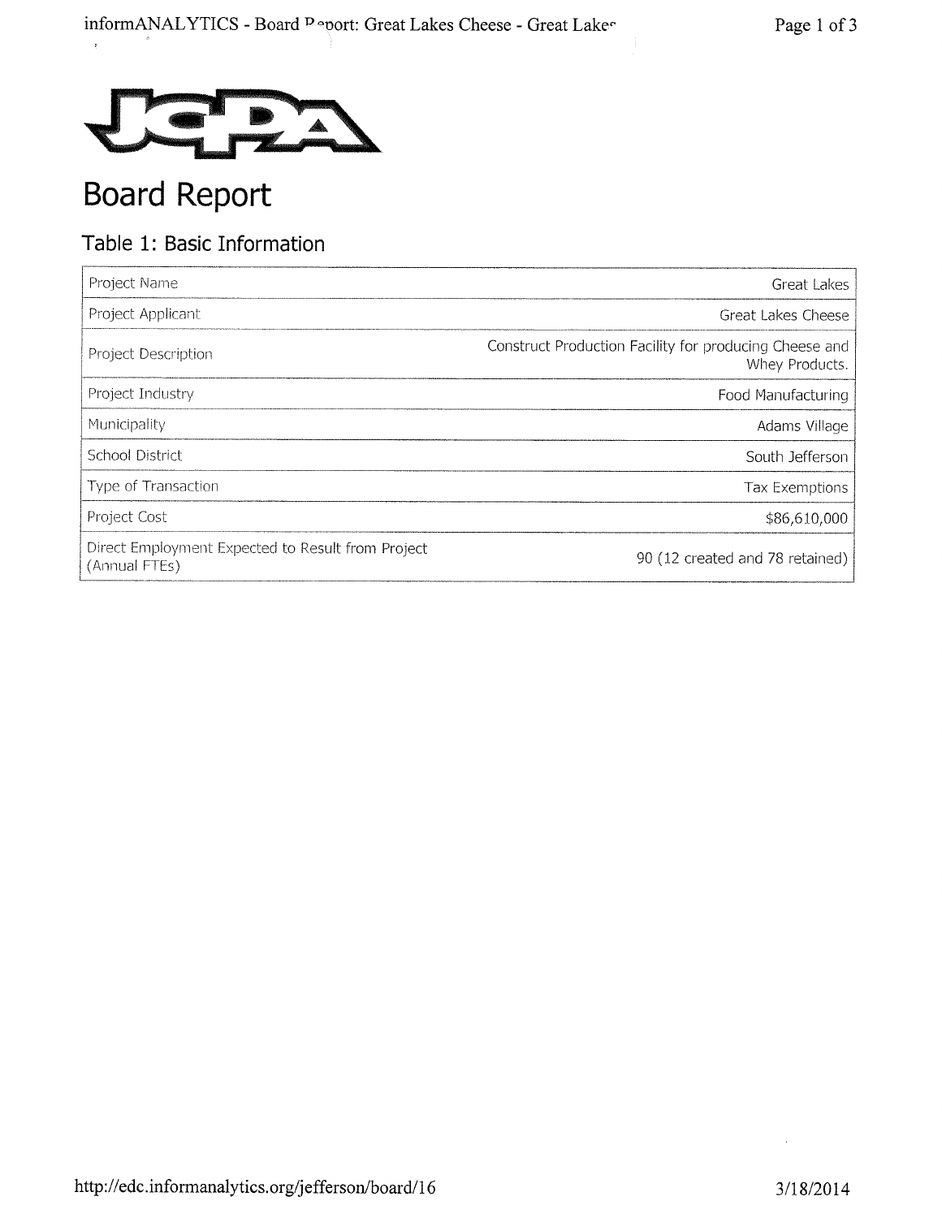JCIDA

# Board Report

## Table 1: Basic Information

| | |
|---|---|
| Project Name | Great Lakes |
| Project Applicant | Great Lakes Cheese |
| Project Description | Construct Production Facility for producing Cheese and Whey Products. |
| Project Industry | Food Manufacturing |
| Municipality | Adams Village |
| School District | South Jefferson |
| Type of Transaction | Tax Exemptions |
| Project Cost | $86,610,000 |
| Direct Employment Expected to Result from Project (Annual FTEs) | 90 (12 created and 78 retained) |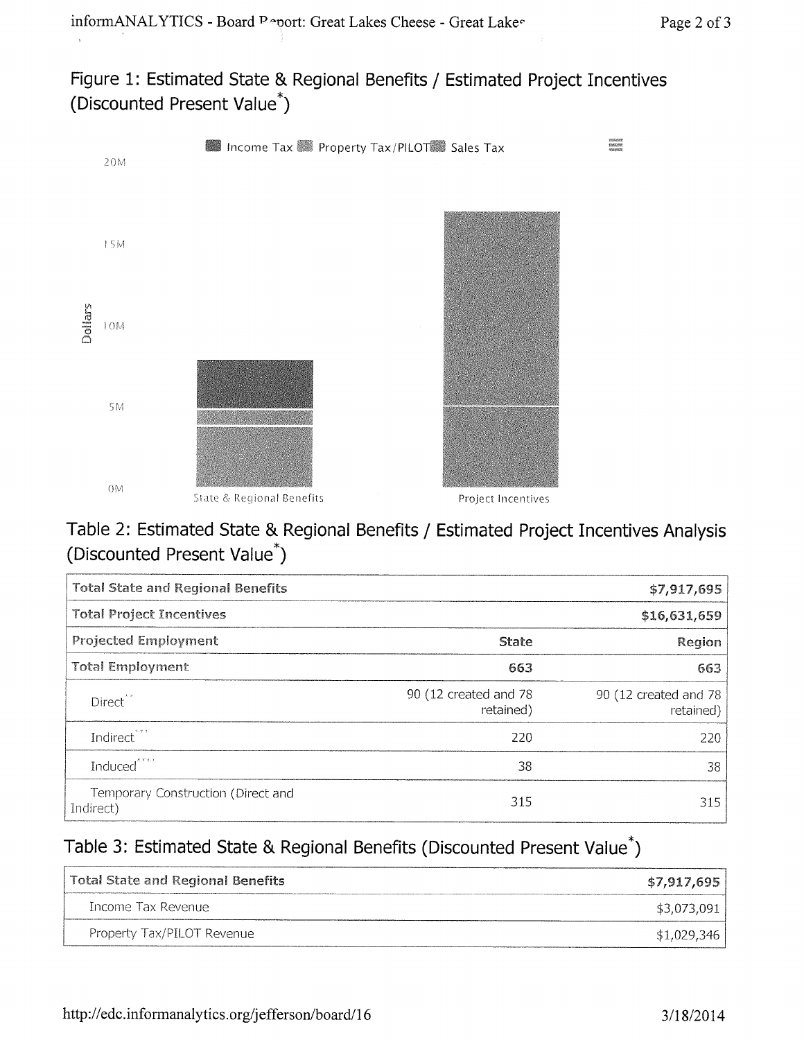## Figure 1: Estimated State & Regional Benefits / Estimated Project Incentives (Discounted Present Value*)

Income Tax | Property Tax/PILOT | Sales Tax

20M

15M

Dollars 10M

5M

0M

State & Regional Benefits    Project Incentives

## Table 2: Estimated State & Regional Benefits / Estimated Project Incentives Analysis (Discounted Present Value*)

| **Total State and Regional Benefits** | | **$7,917,695** |
|---|---|---|
| **Total Project Incentives** | | **$16,631,659** |
| **Projected Employment** | **State** | **Region** |
| **Total Employment** | **663** | **663** |
| Direct** | 90 (12 created and 78 retained) | 90 (12 created and 78 retained) |
| Indirect*** | 220 | 220 |
| Induced**** | 38 | 38 |
| Temporary Construction (Direct and Indirect) | 315 | 315 |

## Table 3: Estimated State & Regional Benefits (Discounted Present Value*)

| **Total State and Regional Benefits** | **$7,917,695** |
|---|---|
| Income Tax Revenue | $3,073,091 |
| Property Tax/PILOT Revenue | $1,029,346 |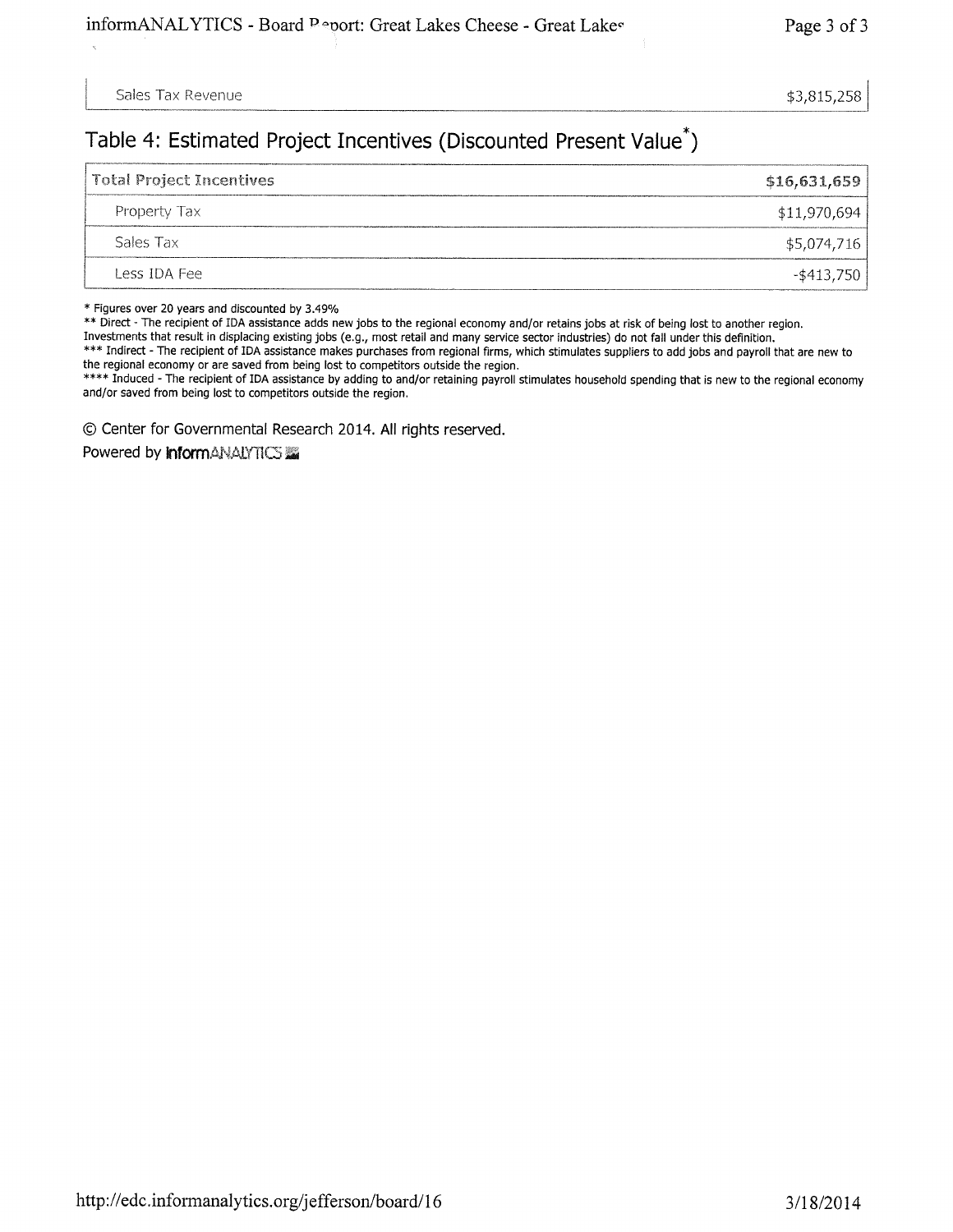| Sales Tax Revenue | $3,815,258 |
|---|---|

## Table 4: Estimated Project Incentives (Discounted Present Value*)

| Total Project Incentives | $16,631,659 |
|---|---|
| Property Tax | $11,970,694 |
| Sales Tax | $5,074,716 |
| Less IDA Fee | -$413,750 |

* Figures over 20 years and discounted by 3.49%

** Direct - The recipient of IDA assistance adds new jobs to the regional economy and/or retains jobs at risk of being lost to another region. Investments that result in displacing existing jobs (e.g., most retail and many service sector industries) do not fall under this definition.

*** Indirect - The recipient of IDA assistance makes purchases from regional firms, which stimulates suppliers to add jobs and payroll that are new to the regional economy or are saved from being lost to competitors outside the region.

**** Induced - The recipient of IDA assistance by adding to and/or retaining payroll stimulates household spending that is new to the regional economy and/or saved from being lost to competitors outside the region.

© Center for Governmental Research 2014. All rights reserved.

Powered by informANALYTICS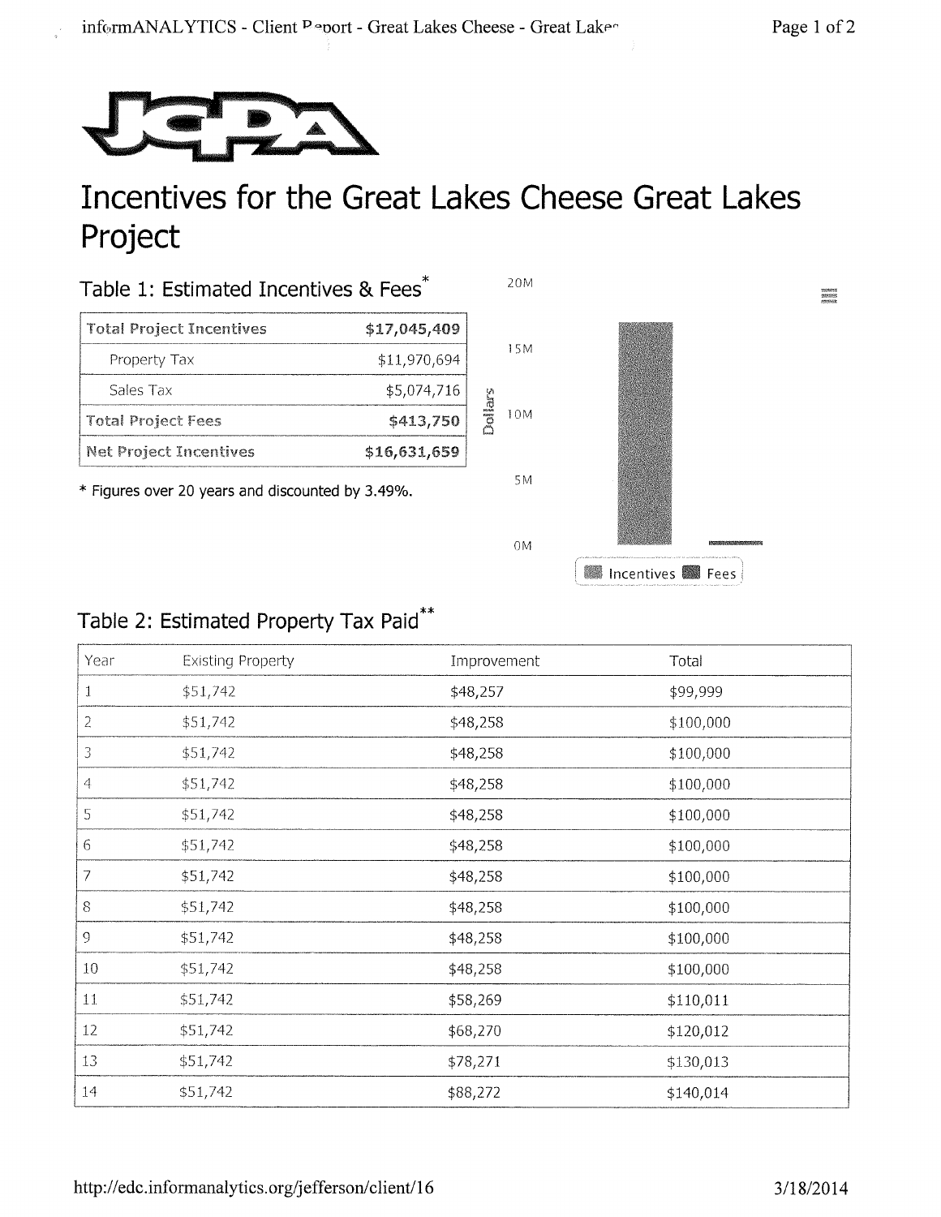JCPDA

# Incentives for the Great Lakes Cheese Great Lakes Project

## Table 1: Estimated Incentives & Fees*

| Total Project Incentives | $17,045,409 |
|---|---|
| Property Tax | $11,970,694 |
| Sales Tax | $5,074,716 |
| **Total Project Fees** | **$413,750** |
| **Net Project Incentives** | **$16,631,659** |

\* Figures over 20 years and discounted by 3.49%.

## Table 2: Estimated Property Tax Paid**

| Year | Existing Property | Improvement | Total |
|---|---|---|---|
| 1 | $51,742 | $48,257 | $99,999 |
| 2 | $51,742 | $48,258 | $100,000 |
| 3 | $51,742 | $48,258 | $100,000 |
| 4 | $51,742 | $48,258 | $100,000 |
| 5 | $51,742 | $48,258 | $100,000 |
| 6 | $51,742 | $48,258 | $100,000 |
| 7 | $51,742 | $48,258 | $100,000 |
| 8 | $51,742 | $48,258 | $100,000 |
| 9 | $51,742 | $48,258 | $100,000 |
| 10 | $51,742 | $48,258 | $100,000 |
| 11 | $51,742 | $58,269 | $110,011 |
| 12 | $51,742 | $68,270 | $120,012 |
| 13 | $51,742 | $78,271 | $130,013 |
| 14 | $51,742 | $88,272 | $140,014 |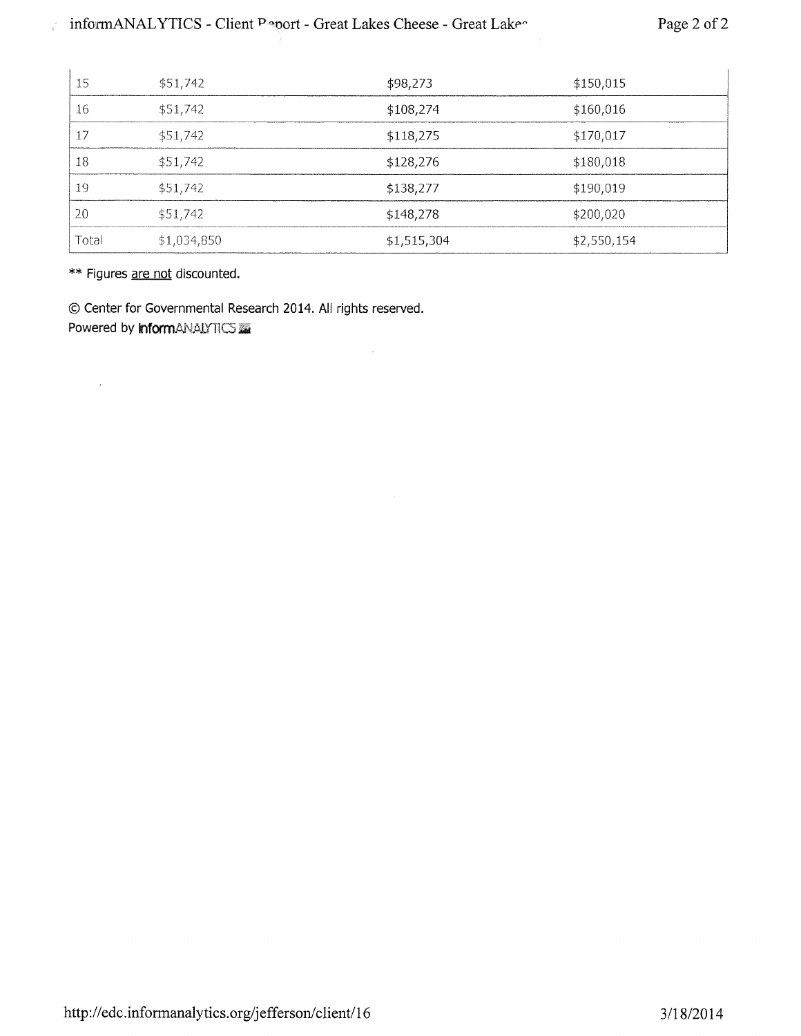| | | | |
|---|---|---|---|
| 15 | $51,742 | $98,273 | $150,015 |
| 16 | $51,742 | $108,274 | $160,016 |
| 17 | $51,742 | $118,275 | $170,017 |
| 18 | $51,742 | $128,276 | $180,018 |
| 19 | $51,742 | $138,277 | $190,019 |
| 20 | $51,742 | $148,278 | $200,020 |
| Total | $1,034,850 | $1,515,304 | $2,550,154 |

** Figures are not discounted.

© Center for Governmental Research 2014. All rights reserved.
Powered by informANALYTICS